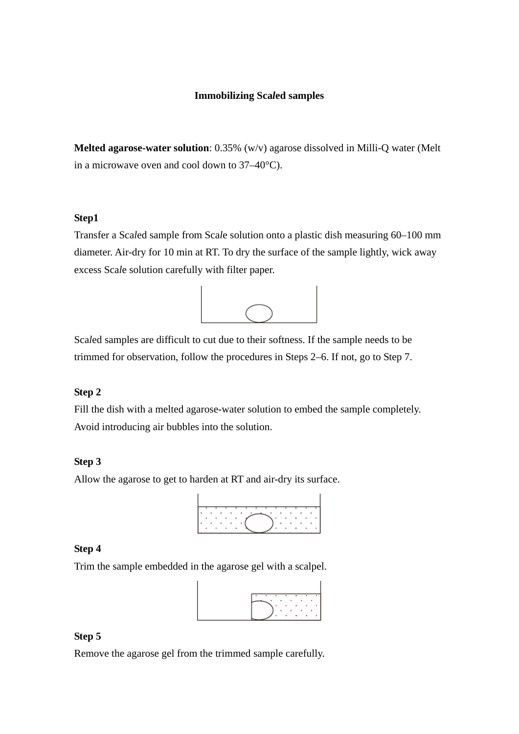# Immobilizing Sca*l*ed samples

**Melted agarose-water solution**: 0.35% (w/v) agarose dissolved in Milli-Q water (Melt in a microwave oven and cool down to 37–40°C).

**Step1**

Transfer a Sca*l*ed sample from Sca*l*e solution onto a plastic dish measuring 60–100 mm diameter. Air-dry for 10 min at RT. To dry the surface of the sample lightly, wick away excess Sca*l*e solution carefully with filter paper.

Sca*l*ed samples are difficult to cut due to their softness. If the sample needs to be trimmed for observation, follow the procedures in Steps 2–6. If not, go to Step 7.

**Step 2**

Fill the dish with a melted agarose-water solution to embed the sample completely. Avoid introducing air bubbles into the solution.

**Step 3**

Allow the agarose to get to harden at RT and air-dry its surface.

**Step 4**

Trim the sample embedded in the agarose gel with a scalpel.

**Step 5**

Remove the agarose gel from the trimmed sample carefully.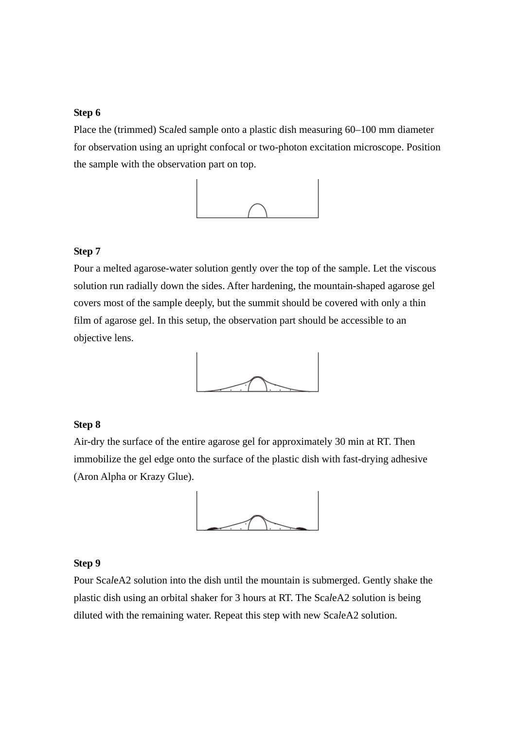**Step 6**

Place the (trimmed) Sca*l*ed sample onto a plastic dish measuring 60–100 mm diameter for observation using an upright confocal or two-photon excitation microscope. Position the sample with the observation part on top.

**Step 7**

Pour a melted agarose-water solution gently over the top of the sample. Let the viscous solution run radially down the sides. After hardening, the mountain-shaped agarose gel covers most of the sample deeply, but the summit should be covered with only a thin film of agarose gel. In this setup, the observation part should be accessible to an objective lens.

**Step 8**

Air-dry the surface of the entire agarose gel for approximately 30 min at RT. Then immobilize the gel edge onto the surface of the plastic dish with fast-drying adhesive (Aron Alpha or Krazy Glue).

**Step 9**

Pour Sca*l*eA2 solution into the dish until the mountain is submerged. Gently shake the plastic dish using an orbital shaker for 3 hours at RT. The Sca*l*eA2 solution is being diluted with the remaining water. Repeat this step with new Sca*l*eA2 solution.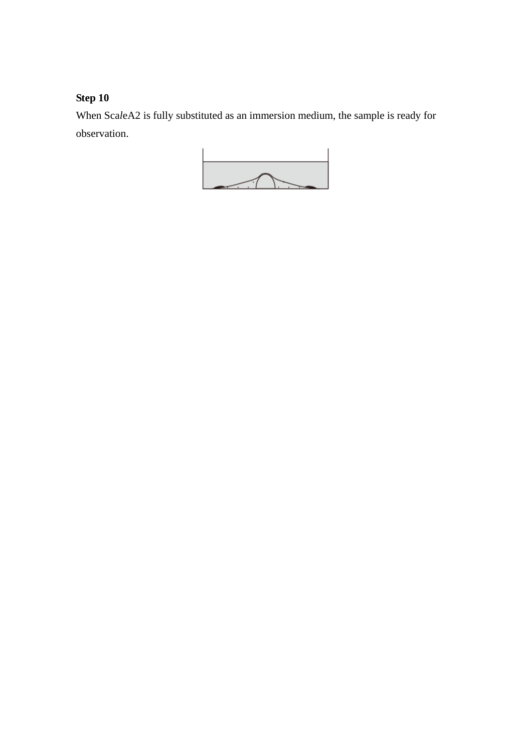**Step 10**

When Sca*l*eA2 is fully substituted as an immersion medium, the sample is ready for observation.